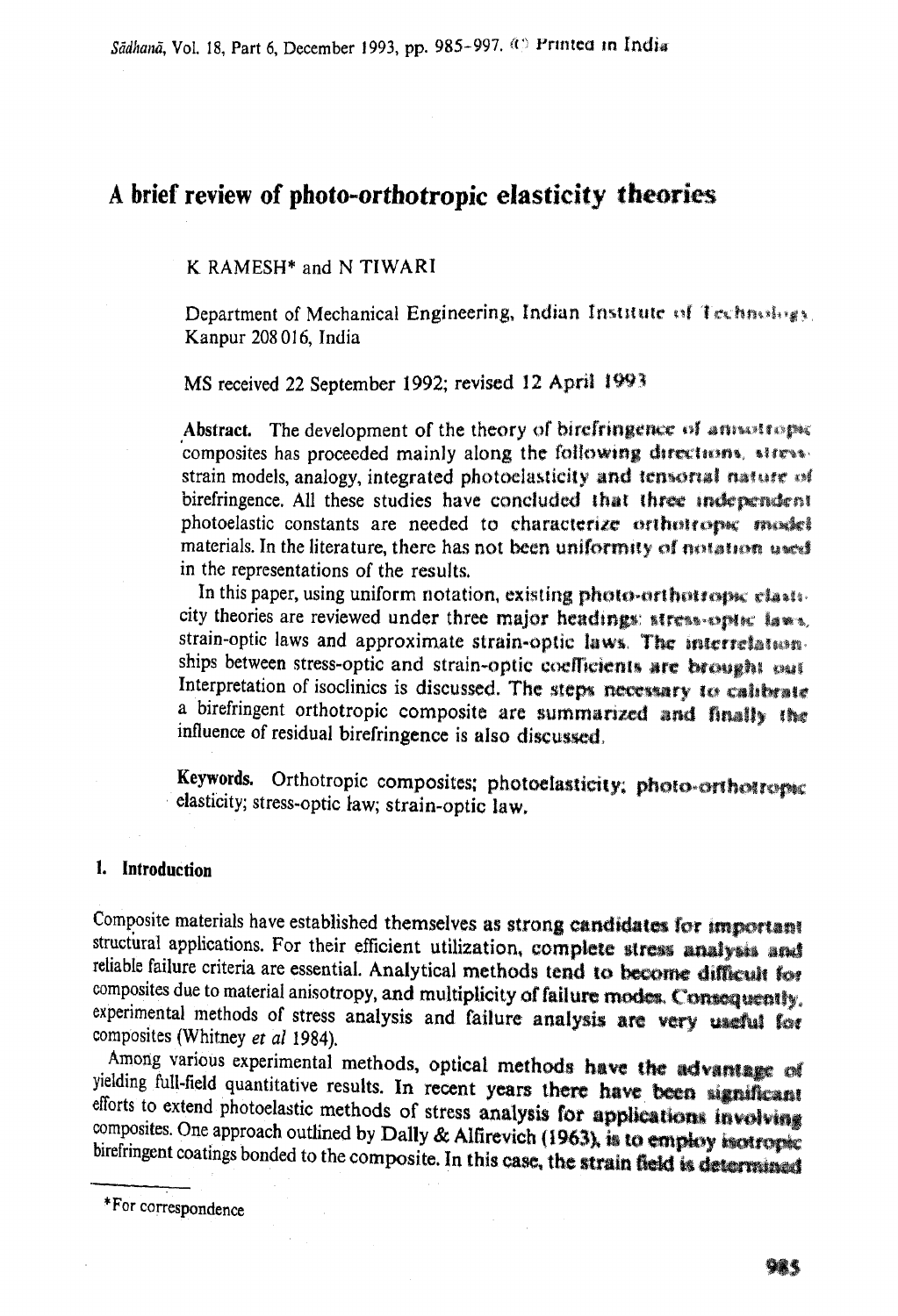# A brief review of photo-orthotropic elasticity theories

K RAMESH* and N TIWARI

Department of Mechanical Engineering, Indian Institute of Technology, Kanpur 208 016, India

MS received 22 September 1992; revised 12 April 1993

**Abstract.** The development of the theory of birefringence of anisotropic composites has proceeded mainly along the following directions, stress-strain models, analogy, integrated photoelasticity and tensorial nature of birefringence. All these studies have concluded that three independent photoelastic constants are needed to characterize orthotropic model materials. In the literature, there has not been uniformity of notation used in the representations of the results.

In this paper, using uniform notation, existing photo-orthotropic elasticity theories are reviewed under three major headings: stress-optic laws, strain-optic laws and approximate strain-optic laws. The interrelationships between stress-optic and strain-optic coefficients are brought out. Interpretation of isoclinics is discussed. The steps necessary to calibrate a birefringent orthotropic composite are summarized and finally the influence of residual birefringence is also discussed.

**Keywords.** Orthotropic composites; photoelasticity; photo-orthotropic elasticity; stress-optic law; strain-optic law.

## 1. Introduction

Composite materials have established themselves as strong candidates for important structural applications. For their efficient utilization, complete stress analysis and reliable failure criteria are essential. Analytical methods tend to become difficult for composites due to material anisotropy, and multiplicity of failure modes. Consequently, experimental methods of stress analysis and failure analysis are very useful for composites (Whitney *et al* 1984).

Among various experimental methods, optical methods have the advantage of yielding full-field quantitative results. In recent years there have been significant efforts to extend photoelastic methods of stress analysis for applications involving composites. One approach outlined by Dally & Alfirevich (1963), is to employ isotropic birefringent coatings bonded to the composite. In this case, the strain field is determined

*For correspondence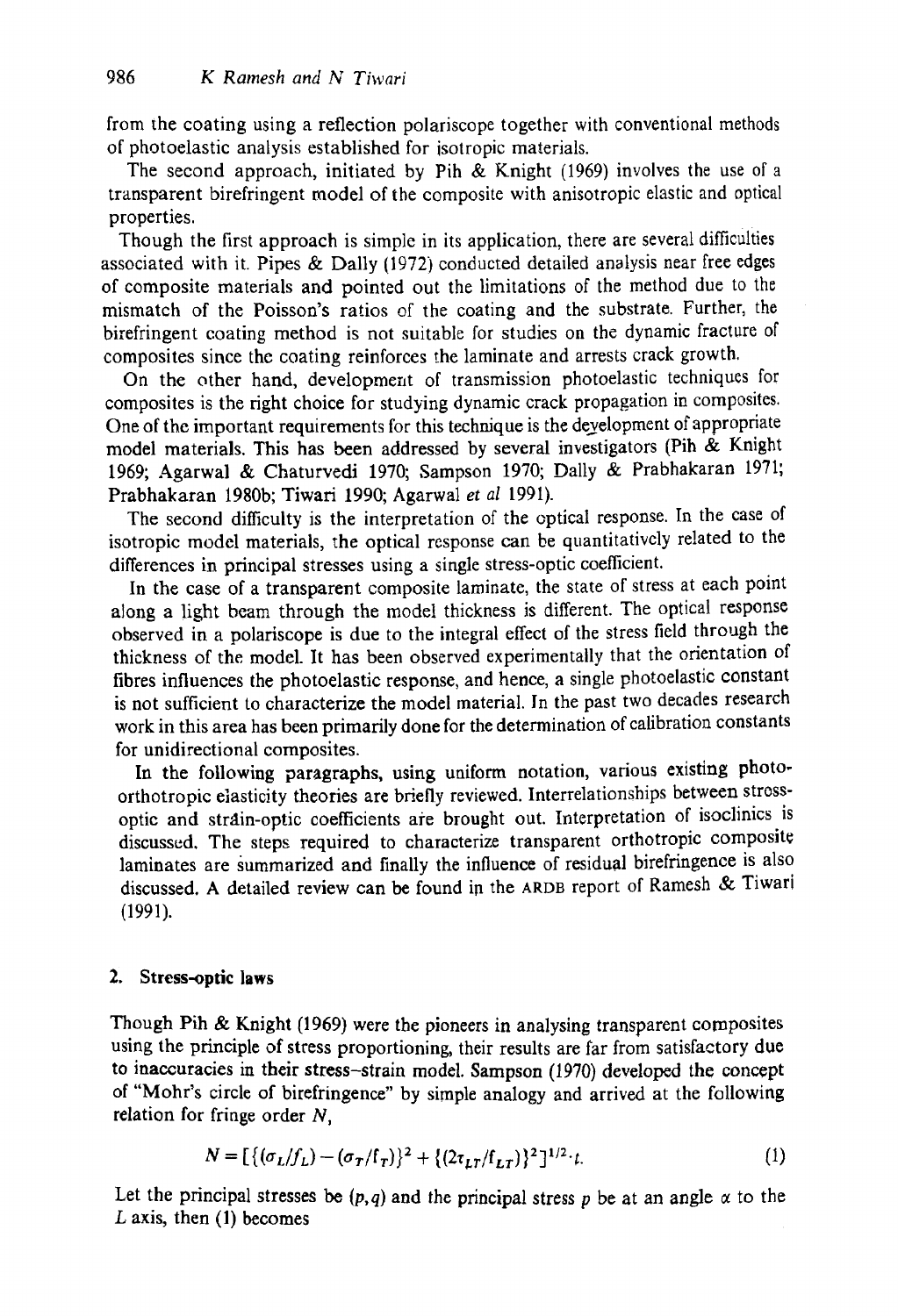from the coating using a reflection polariscope together with conventional methods of photoelastic analysis established for isotropic materials.

The second approach, initiated by Pih & Knight (1969) involves the use of a transparent birefringent model of the composite with anisotropic elastic and optical properties.

Though the first approach is simple in its application, there are several difficulties associated with it. Pipes & Dally (1972) conducted detailed analysis near free edges of composite materials and pointed out the limitations of the method due to the mismatch of the Poisson's ratios of the coating and the substrate. Further, the birefringent coating method is not suitable for studies on the dynamic fracture of composites since the coating reinforces the laminate and arrests crack growth.

On the other hand, development of transmission photoelastic techniques for composites is the right choice for studying dynamic crack propagation in composites. One of the important requirements for this technique is the development of appropriate model materials. This has been addressed by several investigators (Pih & Knight 1969; Agarwal & Chaturvedi 1970; Sampson 1970; Dally & Prabhakaran 1971; Prabhakaran 1980b; Tiwari 1990; Agarwal *et al* 1991).

The second difficulty is the interpretation of the optical response. In the case of isotropic model materials, the optical response can be quantitatively related to the differences in principal stresses using a single stress-optic coefficient.

In the case of a transparent composite laminate, the state of stress at each point along a light beam through the model thickness is different. The optical response observed in a polariscope is due to the integral effect of the stress field through the thickness of the model. It has been observed experimentally that the orientation of fibres influences the photoelastic response, and hence, a single photoelastic constant is not sufficient to characterize the model material. In the past two decades research work in this area has been primarily done for the determination of calibration constants for unidirectional composites.

In the following paragraphs, using uniform notation, various existing photo-orthotropic elasticity theories are briefly reviewed. Interrelationships between stress-optic and strain-optic coefficients are brought out. Interpretation of isoclinics is discussed. The steps required to characterize transparent orthotropic composite laminates are summarized and finally the influence of residual birefringence is also discussed. A detailed review can be found in the ARDB report of Ramesh & Tiwari (1991).

## 2. Stress-optic laws

Though Pih & Knight (1969) were the pioneers in analysing transparent composites using the principle of stress proportioning, their results are far from satisfactory due to inaccuracies in their stress–strain model. Sampson (1970) developed the concept of "Mohr's circle of birefringence" by simple analogy and arrived at the following relation for fringe order $N$,

$$N = [\{(\sigma_L/f_L) - (\sigma_T/f_T)\}^2 + \{(2\tau_{LT}/f_{LT})\}^2]^{1/2} \cdot t. \tag{1}$$

Let the principal stresses be $(p, q)$ and the principal stress $p$ be at an angle $\alpha$ to the $L$ axis, then (1) becomes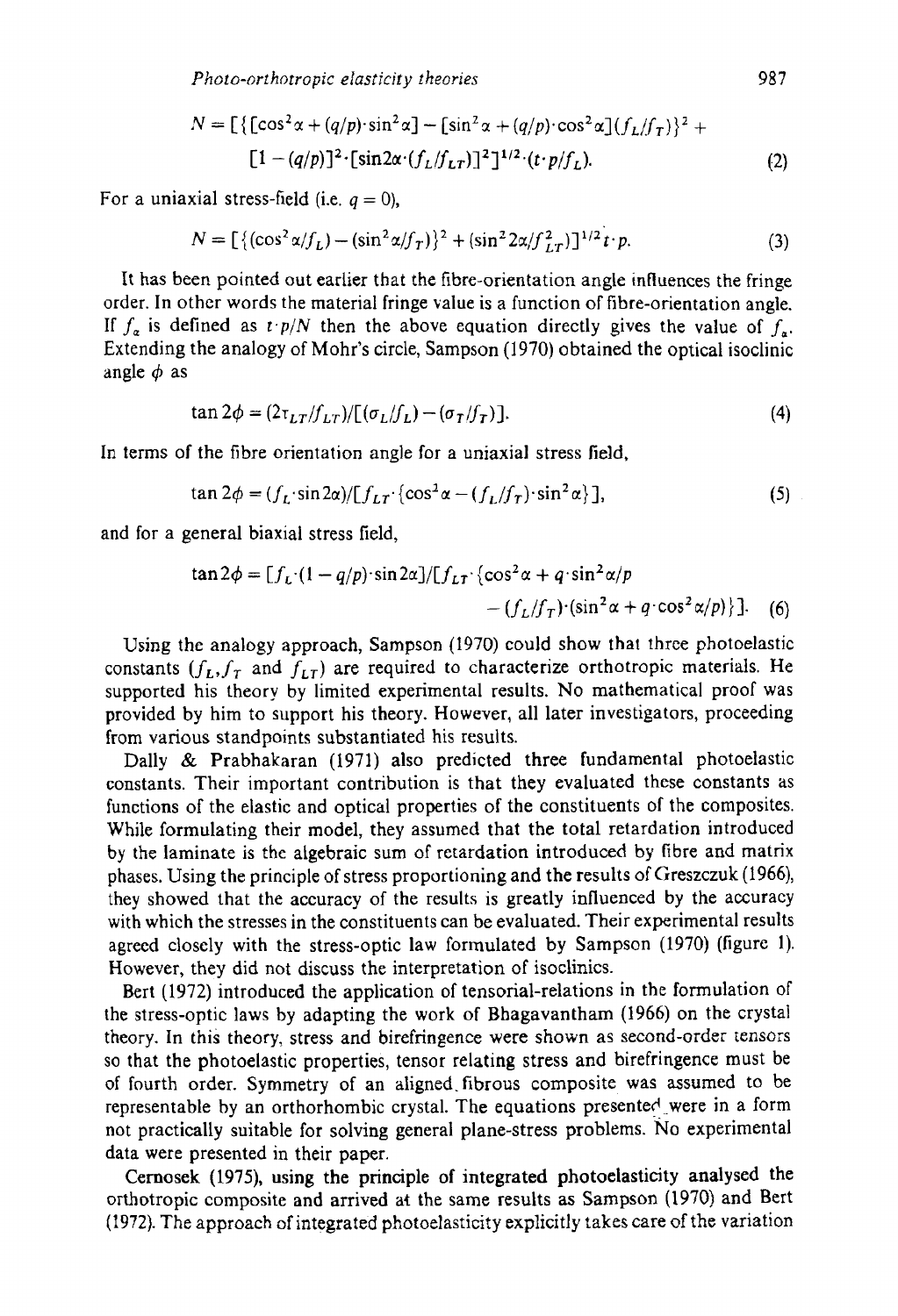$$N = [\{[\cos^2\alpha + (q/p)\cdot\sin^2\alpha] - [\sin^2\alpha + (q/p)\cdot\cos^2\alpha](f_L/f_T)\}^2 + [1-(q/p)]^2\cdot[\sin 2\alpha\cdot(f_L/f_{LT})]^2]^{1/2}\cdot(t\cdot p/f_L). \tag{2}$$

For a uniaxial stress-field (i.e. $q = 0$),

$$N = [\{(\cos^2\alpha/f_L) - (\sin^2\alpha/f_T)\}^2 + (\sin^2 2\alpha/f_{LT}^2)]^{1/2} t\cdot p. \tag{3}$$

It has been pointed out earlier that the fibre-orientation angle influences the fringe order. In other words the material fringe value is a function of fibre-orientation angle. If $f_\alpha$ is defined as $t\cdot p/N$ then the above equation directly gives the value of $f_\alpha$. Extending the analogy of Mohr's circle, Sampson (1970) obtained the optical isoclinic angle $\phi$ as

$$\tan 2\phi = (2\tau_{LT}/f_{LT})/[(\sigma_L/f_L) - (\sigma_T/f_T)]. \tag{4}$$

In terms of the fibre orientation angle for a uniaxial stress field,

$$\tan 2\phi = (f_L\cdot\sin 2\alpha)/[f_{LT}\cdot\{\cos^2\alpha - (f_L/f_T)\cdot\sin^2\alpha\}], \tag{5}$$

and for a general biaxial stress field,

$$\tan 2\phi = [f_L\cdot(1-q/p)\cdot\sin 2\alpha]/[f_{LT}\cdot\{\cos^2\alpha + q\cdot\sin^2\alpha/p - (f_L/f_T)\cdot(\sin^2\alpha + q\cdot\cos^2\alpha/p)\}]. \tag{6}$$

Using the analogy approach, Sampson (1970) could show that three photoelastic constants ($f_L, f_T$ and $f_{LT}$) are required to characterize orthotropic materials. He supported his theory by limited experimental results. No mathematical proof was provided by him to support his theory. However, all later investigators, proceeding from various standpoints substantiated his results.

Dally & Prabhakaran (1971) also predicted three fundamental photoelastic constants. Their important contribution is that they evaluated these constants as functions of the elastic and optical properties of the constituents of the composites. While formulating their model, they assumed that the total retardation introduced by the laminate is the algebraic sum of retardation introduced by fibre and matrix phases. Using the principle of stress proportioning and the results of Greszczuk (1966), they showed that the accuracy of the results is greatly influenced by the accuracy with which the stresses in the constituents can be evaluated. Their experimental results agreed closely with the stress-optic law formulated by Sampson (1970) (figure 1). However, they did not discuss the interpretation of isoclinics.

Bert (1972) introduced the application of tensorial-relations in the formulation of the stress-optic laws by adapting the work of Bhagavantham (1966) on the crystal theory. In this theory, stress and birefringence were shown as second-order tensors so that the photoelastic properties, tensor relating stress and birefringence must be of fourth order. Symmetry of an aligned fibrous composite was assumed to be representable by an orthorhombic crystal. The equations presented were in a form not practically suitable for solving general plane-stress problems. No experimental data were presented in their paper.

Cernosek (1975), using the principle of integrated photoelasticity analysed the orthotropic composite and arrived at the same results as Sampson (1970) and Bert (1972). The approach of integrated photoelasticity explicitly takes care of the variation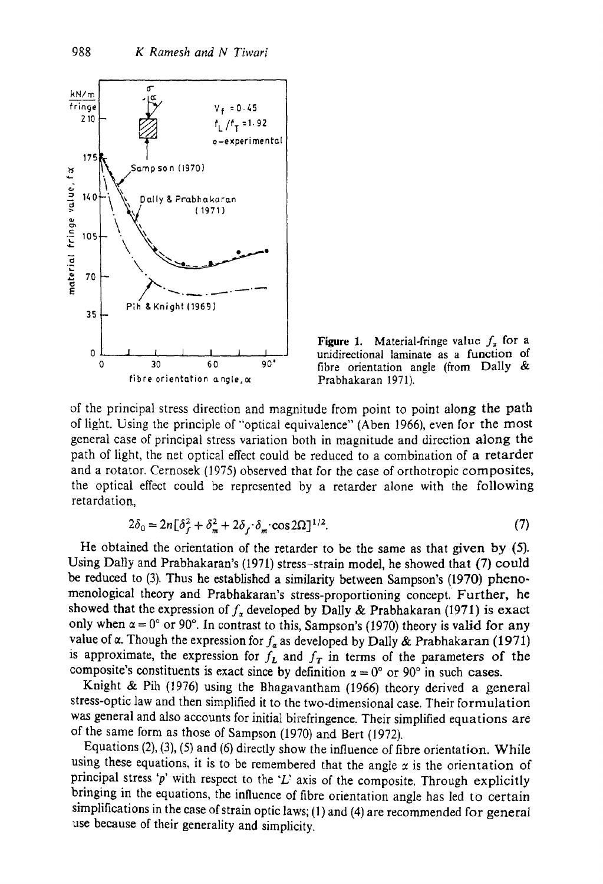Figure 1. Material-fringe value $f_\alpha$ for a unidirectional laminate as a function of fibre orientation angle (from Dally & Prabhakaran 1971).

of the principal stress direction and magnitude from point to point along the path of light. Using the principle of "optical equivalence" (Aben 1966), even for the most general case of principal stress variation both in magnitude and direction along the path of light, the net optical effect could be reduced to a combination of a retarder and a rotator. Cernosek (1975) observed that for the case of orthotropic composites, the optical effect could be represented by a retarder alone with the following retardation,

$$2\delta_0 = 2n[\delta_f^2 + \delta_m^2 + 2\delta_f \cdot \delta_m \cdot \cos 2\Omega]^{1/2}. \tag{7}$$

He obtained the orientation of the retarder to be the same as that given by (5). Using Dally and Prabhakaran's (1971) stress-strain model, he showed that (7) could be reduced to (3). Thus he established a similarity between Sampson's (1970) phenomenological theory and Prabhakaran's stress-proportioning concept. Further, he showed that the expression of $f_\alpha$ developed by Dally & Prabhakaran (1971) is exact only when $\alpha = 0°$ or $90°$. In contrast to this, Sampson's (1970) theory is valid for any value of $\alpha$. Though the expression for $f_\alpha$ as developed by Dally & Prabhakaran (1971) is approximate, the expression for $f_L$ and $f_T$ in terms of the parameters of the composite's constituents is exact since by definition $\alpha = 0°$ or $90°$ in such cases.

Knight & Pih (1976) using the Bhagavantham (1966) theory derived a general stress-optic law and then simplified it to the two-dimensional case. Their formulation was general and also accounts for initial birefringence. Their simplified equations are of the same form as those of Sampson (1970) and Bert (1972).

Equations (2), (3), (5) and (6) directly show the influence of fibre orientation. While using these equations, it is to be remembered that the angle $\alpha$ is the orientation of principal stress '$p$' with respect to the '$L$' axis of the composite. Through explicitly bringing in the equations, the influence of fibre orientation angle has led to certain simplifications in the case of strain optic laws; (1) and (4) are recommended for general use because of their generality and simplicity.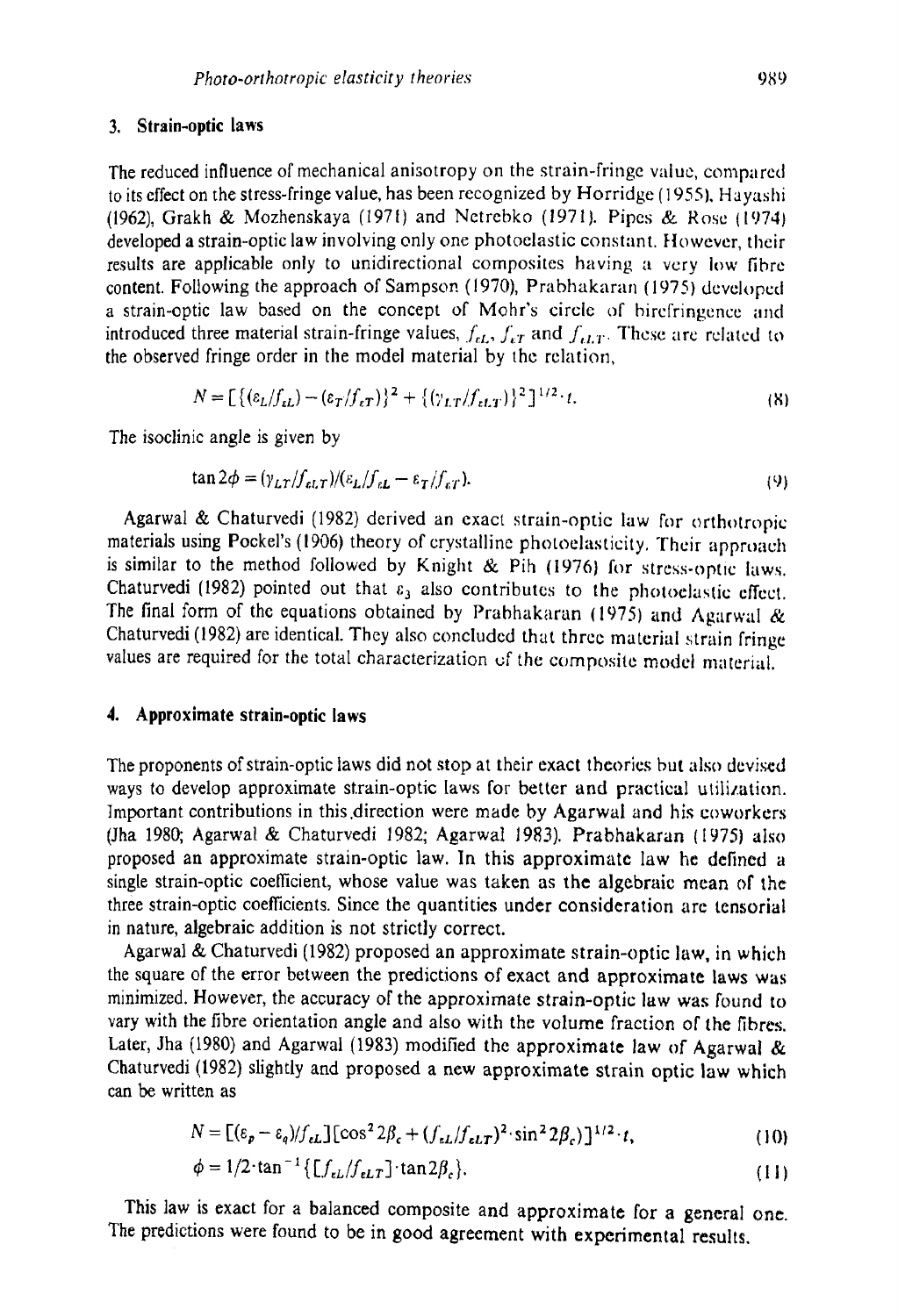## 3. Strain-optic laws

The reduced influence of mechanical anisotropy on the strain-fringe value, compared to its effect on the stress-fringe value, has been recognized by Horridge (1955), Hayashi (1962), Grakh & Mozhenskaya (1971) and Netrebko (1971). Pipes & Rose (1974) developed a strain-optic law involving only one photoelastic constant. However, their results are applicable only to unidirectional composites having a very low fibre content. Following the approach of Sampson (1970), Prabhakaran (1975) developed a strain-optic law based on the concept of Mohr's circle of birefringence and introduced three material strain-fringe values, $f_{\varepsilon L}$, $f_{\varepsilon T}$ and $f_{\varepsilon LT}$. These are related to the observed fringe order in the model material by the relation,

$$N = [\{(\varepsilon_L/f_{\varepsilon L}) - (\varepsilon_T/f_{\varepsilon T})\}^2 + \{(\gamma_{LT}/f_{\varepsilon LT})\}^2]^{1/2} \cdot t. \tag{8}$$

The isoclinic angle is given by

$$\tan 2\phi = (\gamma_{LT}/f_{\varepsilon LT})/(\varepsilon_L/f_{\varepsilon L} - \varepsilon_T/f_{\varepsilon T}). \tag{9}$$

Agarwal & Chaturvedi (1982) derived an exact strain-optic law for orthotropic materials using Pockel's (1906) theory of crystalline photoelasticity. Their approach is similar to the method followed by Knight & Pih (1976) for stress-optic laws. Chaturvedi (1982) pointed out that $\varepsilon_3$ also contributes to the photoelastic effect. The final form of the equations obtained by Prabhakaran (1975) and Agarwal & Chaturvedi (1982) are identical. They also concluded that three material strain fringe values are required for the total characterization of the composite model material.

## 4. Approximate strain-optic laws

The proponents of strain-optic laws did not stop at their exact theories but also devised ways to develop approximate strain-optic laws for better and practical utilization. Important contributions in this direction were made by Agarwal and his coworkers (Jha 1980; Agarwal & Chaturvedi 1982; Agarwal 1983). Prabhakaran (1975) also proposed an approximate strain-optic law. In this approximate law he defined a single strain-optic coefficient, whose value was taken as the algebraic mean of the three strain-optic coefficients. Since the quantities under consideration are tensorial in nature, algebraic addition is not strictly correct.

Agarwal & Chaturvedi (1982) proposed an approximate strain-optic law, in which the square of the error between the predictions of exact and approximate laws was minimized. However, the accuracy of the approximate strain-optic law was found to vary with the fibre orientation angle and also with the volume fraction of the fibres. Later, Jha (1980) and Agarwal (1983) modified the approximate law of Agarwal & Chaturvedi (1982) slightly and proposed a new approximate strain optic law which can be written as

$$N = [(\varepsilon_p - \varepsilon_q)/f_{\varepsilon L}][\cos^2 2\beta_\varepsilon + (f_{\varepsilon L}/f_{\varepsilon LT})^2 \cdot \sin^2 2\beta_\varepsilon)]^{1/2} \cdot t, \tag{10}$$

$$\phi = 1/2 \cdot \tan^{-1}\{[f_{\varepsilon L}/f_{\varepsilon LT}] \cdot \tan 2\beta_\varepsilon\}. \tag{11}$$

This law is exact for a balanced composite and approximate for a general one. The predictions were found to be in good agreement with experimental results.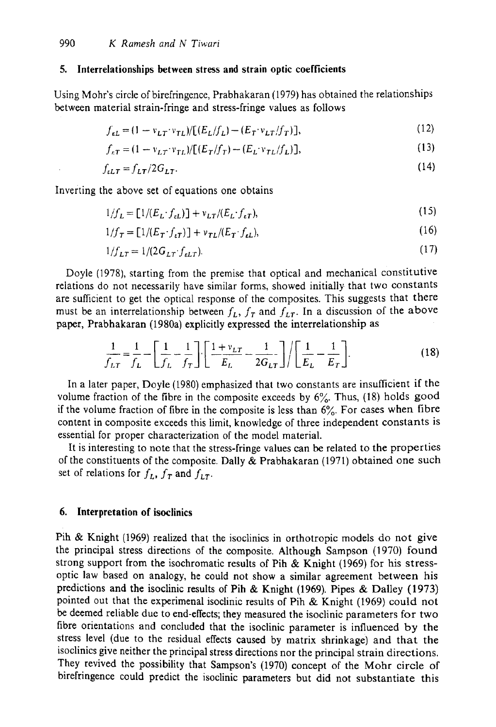## 5. Interrelationships between stress and strain optic coefficients

Using Mohr's circle of birefringence, Prabhakaran (1979) has obtained the relationships between material strain-fringe and stress-fringe values as follows

$$f_{\varepsilon L} = (1 - \nu_{LT} \cdot \nu_{TL}) / [(E_L / f_L) - (E_T \cdot \nu_{LT} / f_T)], \tag{12}$$

$$f_{\varepsilon T} = (1 - \nu_{LT} \cdot \nu_{TL}) / [(E_T / f_T) - (E_L \cdot \nu_{TL} / f_L)], \tag{13}$$

$$f_{\varepsilon LT} = f_{LT} / 2G_{LT}. \tag{14}$$

Inverting the above set of equations one obtains

$$1/f_L = [1/(E_L \cdot f_{\varepsilon L})] + \nu_{LT}/(E_L \cdot f_{\varepsilon T}), \tag{15}$$

$$1/f_T = [1/(E_T \cdot f_{\varepsilon T})] + \nu_{TL}/(E_T \cdot f_{\varepsilon L}), \tag{16}$$

$$1/f_{LT} = 1/(2G_{LT} \cdot f_{\varepsilon LT}). \tag{17}$$

Doyle (1978), starting from the premise that optical and mechanical constitutive relations do not necessarily have similar forms, showed initially that two constants are sufficient to get the optical response of the composites. This suggests that there must be an interrelationship between $f_L$, $f_T$ and $f_{LT}$. In a discussion of the above paper, Prabhakaran (1980a) explicitly expressed the interrelationship as

$$\frac{1}{f_{LT}} = \frac{1}{f_L} - \left[\frac{1}{f_L} - \frac{1}{f_T}\right] \cdot \left[\frac{1 + \nu_{LT}}{E_L} - \frac{1}{2G_{LT}}\right] \Big/ \left[\frac{1}{E_L} - \frac{1}{E_T}\right]. \tag{18}$$

In a later paper, Doyle (1980) emphasized that two constants are insufficient if the volume fraction of the fibre in the composite exceeds by 6%. Thus, (18) holds good if the volume fraction of fibre in the composite is less than 6%. For cases when fibre content in composite exceeds this limit, knowledge of three independent constants is essential for proper characterization of the model material.

It is interesting to note that the stress-fringe values can be related to the properties of the constituents of the composite. Dally & Prabhakaran (1971) obtained one such set of relations for $f_L$, $f_T$ and $f_{LT}$.

## 6. Interpretation of isoclinics

Pih & Knight (1969) realized that the isoclinics in orthotropic models do not give the principal stress directions of the composite. Although Sampson (1970) found strong support from the isochromatic results of Pih & Knight (1969) for his stress-optic law based on analogy, he could not show a similar agreement between his predictions and the isoclinic results of Pih & Knight (1969). Pipes & Dalley (1973) pointed out that the experimenal isoclinic results of Pih & Knight (1969) could not be deemed reliable due to end-effects; they measured the isoclinic parameters for two fibre orientations and concluded that the isoclinic parameter is influenced by the stress level (due to the residual effects caused by matrix shrinkage) and that the isoclinics give neither the principal stress directions nor the principal strain directions. They revived the possibility that Sampson's (1970) concept of the Mohr circle of birefringence could predict the isoclinic parameters but did not substantiate this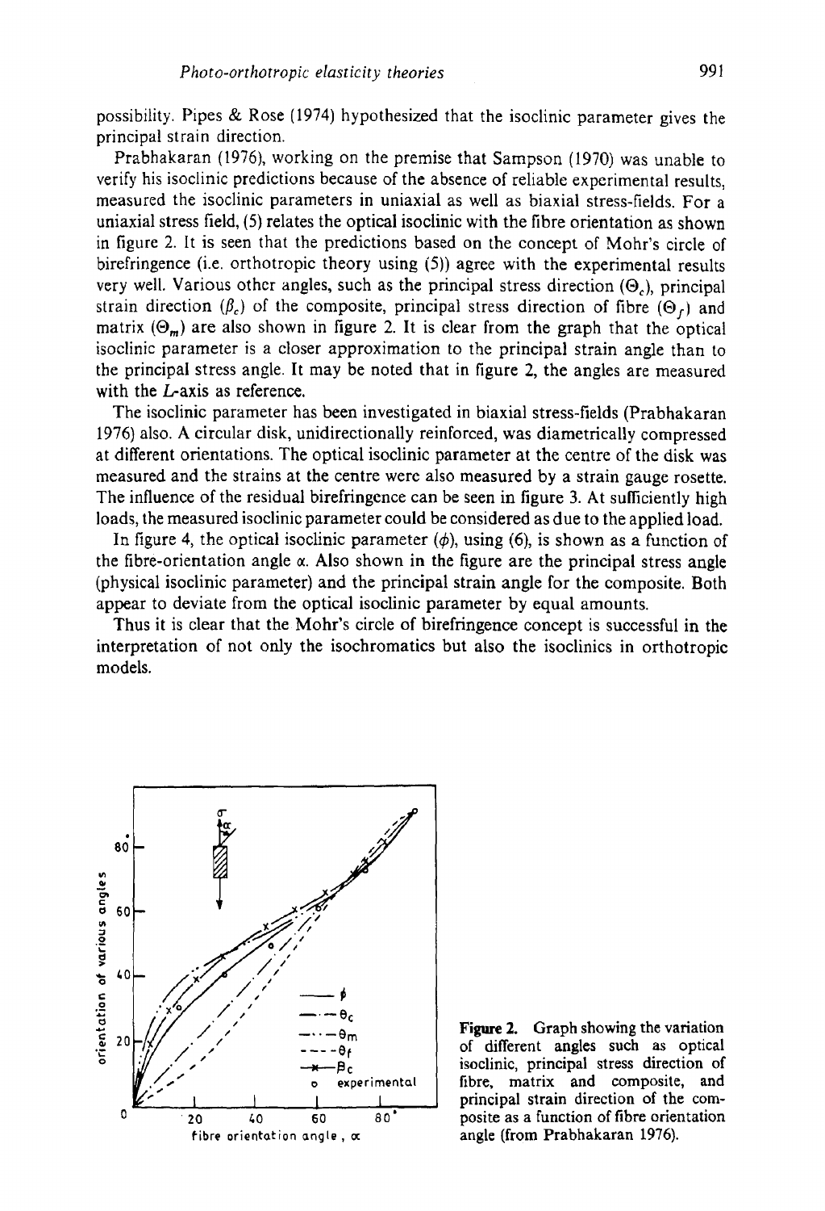possibility. Pipes & Rose (1974) hypothesized that the isoclinic parameter gives the principal strain direction.

Prabhakaran (1976), working on the premise that Sampson (1970) was unable to verify his isoclinic predictions because of the absence of reliable experimental results, measured the isoclinic parameters in uniaxial as well as biaxial stress-fields. For a uniaxial stress field, (5) relates the optical isoclinic with the fibre orientation as shown in figure 2. It is seen that the predictions based on the concept of Mohr's circle of birefringence (i.e. orthotropic theory using (5)) agree with the experimental results very well. Various other angles, such as the principal stress direction ($\Theta_c$), principal strain direction ($\beta_c$) of the composite, principal stress direction of fibre ($\Theta_f$) and matrix ($\Theta_m$) are also shown in figure 2. It is clear from the graph that the optical isoclinic parameter is a closer approximation to the principal strain angle than to the principal stress angle. It may be noted that in figure 2, the angles are measured with the *L*-axis as reference.

The isoclinic parameter has been investigated in biaxial stress-fields (Prabhakaran 1976) also. A circular disk, unidirectionally reinforced, was diametrically compressed at different orientations. The optical isoclinic parameter at the centre of the disk was measured and the strains at the centre were also measured by a strain gauge rosette. The influence of the residual birefringence can be seen in figure 3. At sufficiently high loads, the measured isoclinic parameter could be considered as due to the applied load.

In figure 4, the optical isoclinic parameter ($\phi$), using (6), is shown as a function of the fibre-orientation angle $\alpha$. Also shown in the figure are the principal stress angle (physical isoclinic parameter) and the principal strain angle for the composite. Both appear to deviate from the optical isoclinic parameter by equal amounts.

Thus it is clear that the Mohr's circle of birefringence concept is successful in the interpretation of not only the isochromatics but also the isoclinics in orthotropic models.

**Figure 2.** Graph showing the variation of different angles such as optical isoclinic, principal stress direction of fibre, matrix and composite, and principal strain direction of the composite as a function of fibre orientation angle (from Prabhakaran 1976).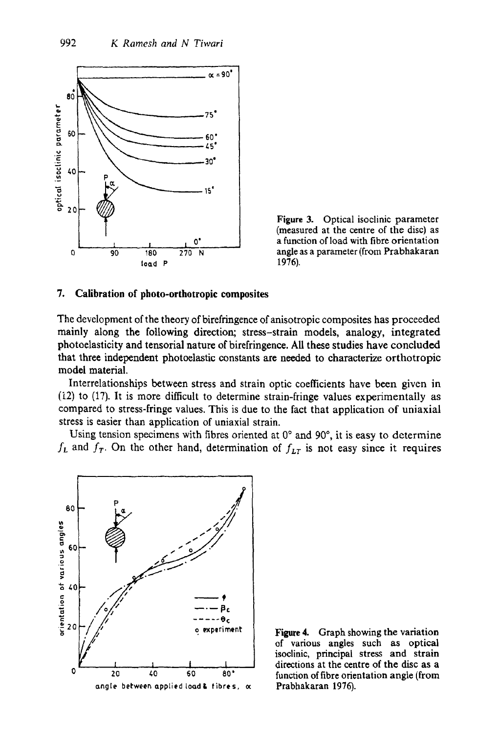Figure 3. Optical isoclinic parameter (measured at the centre of the disc) as a function of load with fibre orientation angle as a parameter (from Prabhakaran 1976).

## 7. Calibration of photo-orthotropic composites

The development of the theory of birefringence of anisotropic composites has proceeded mainly along the following direction; stress–strain models, analogy, integrated photoelasticity and tensorial nature of birefringence. All these studies have concluded that three independent photoelastic constants are needed to characterize orthotropic model material.

Interrelationships between stress and strain optic coefficients have been given in (12) to (17). It is more difficult to determine strain-fringe values experimentally as compared to stress-fringe values. This is due to the fact that application of uniaxial stress is easier than application of uniaxial strain.

Using tension specimens with fibres oriented at 0° and 90°, it is easy to determine $f_L$ and $f_T$. On the other hand, determination of $f_{LT}$ is not easy since it requires

Figure 4. Graph showing the variation of various angles such as optical isoclinic, principal stress and strain directions at the centre of the disc as a function of fibre orientation angle (from Prabhakaran 1976).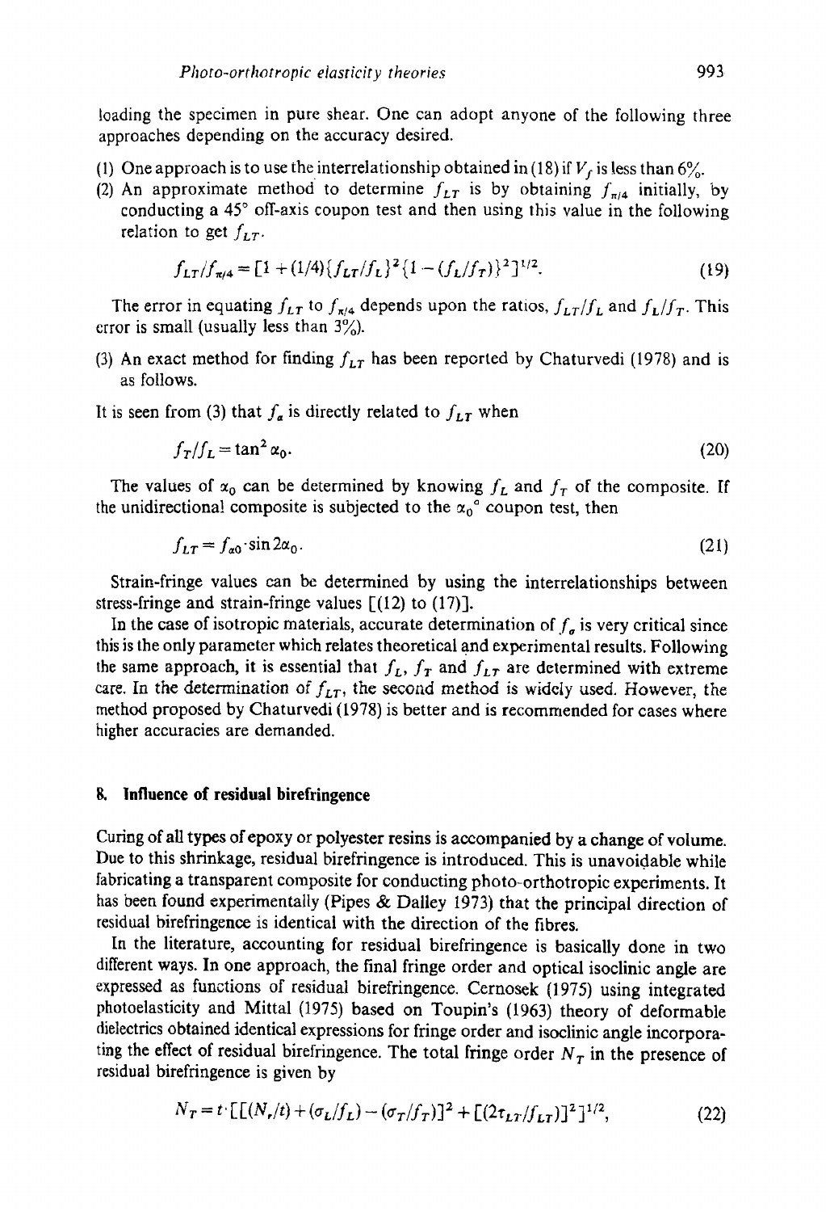loading the specimen in pure shear. One can adopt anyone of the following three approaches depending on the accuracy desired.

(1) One approach is to use the interrelationship obtained in (18) if $V_f$ is less than 6%.
(2) An approximate method to determine $f_{LT}$ is by obtaining $f_{\pi/4}$ initially, by conducting a 45° off-axis coupon test and then using this value in the following relation to get $f_{LT}$.

$$f_{LT}/f_{\pi/4} = [1 + (1/4)\{f_{LT}/f_L\}^2\{1 - (f_L/f_T)\}^2]^{1/2}. \tag{19}$$

The error in equating $f_{LT}$ to $f_{\pi/4}$ depends upon the ratios, $f_{LT}/f_L$ and $f_L/f_T$. This error is small (usually less than 3%).

(3) An exact method for finding $f_{LT}$ has been reported by Chaturvedi (1978) and is as follows.

It is seen from (3) that $f_\alpha$ is directly related to $f_{LT}$ when

$$f_T/f_L = \tan^2 \alpha_0. \tag{20}$$

The values of $\alpha_0$ can be determined by knowing $f_L$ and $f_T$ of the composite. If the unidirectional composite is subjected to the $\alpha_0°$ coupon test, then

$$f_{LT} = f_{\alpha 0} \cdot \sin 2\alpha_0. \tag{21}$$

Strain-fringe values can be determined by using the interrelationships between stress-fringe and strain-fringe values [(12) to (17)].

In the case of isotropic materials, accurate determination of $f_\sigma$ is very critical since this is the only parameter which relates theoretical and experimental results. Following the same approach, it is essential that $f_L$, $f_T$ and $f_{LT}$ are determined with extreme care. In the determination of $f_{LT}$, the second method is widely used. However, the method proposed by Chaturvedi (1978) is better and is recommended for cases where higher accuracies are demanded.

## 8. Influence of residual birefringence

Curing of all types of epoxy or polyester resins is accompanied by a change of volume. Due to this shrinkage, residual birefringence is introduced. This is unavoidable while fabricating a transparent composite for conducting photo-orthotropic experiments. It has been found experimentally (Pipes & Dalley 1973) that the principal direction of residual birefringence is identical with the direction of the fibres.

In the literature, accounting for residual birefringence is basically done in two different ways. In one approach, the final fringe order and optical isoclinic angle are expressed as functions of residual birefringence. Cernosek (1975) using integrated photoelasticity and Mittal (1975) based on Toupin's (1963) theory of deformable dielectrics obtained identical expressions for fringe order and isoclinic angle incorporating the effect of residual birefringence. The total fringe order $N_T$ in the presence of residual birefringence is given by

$$N_T = t \cdot [[(N_r/t) + (\sigma_L/f_L) - (\sigma_T/f_T)]^2 + [(2\tau_{LT}/f_{LT})]^2]^{1/2}, \tag{22}$$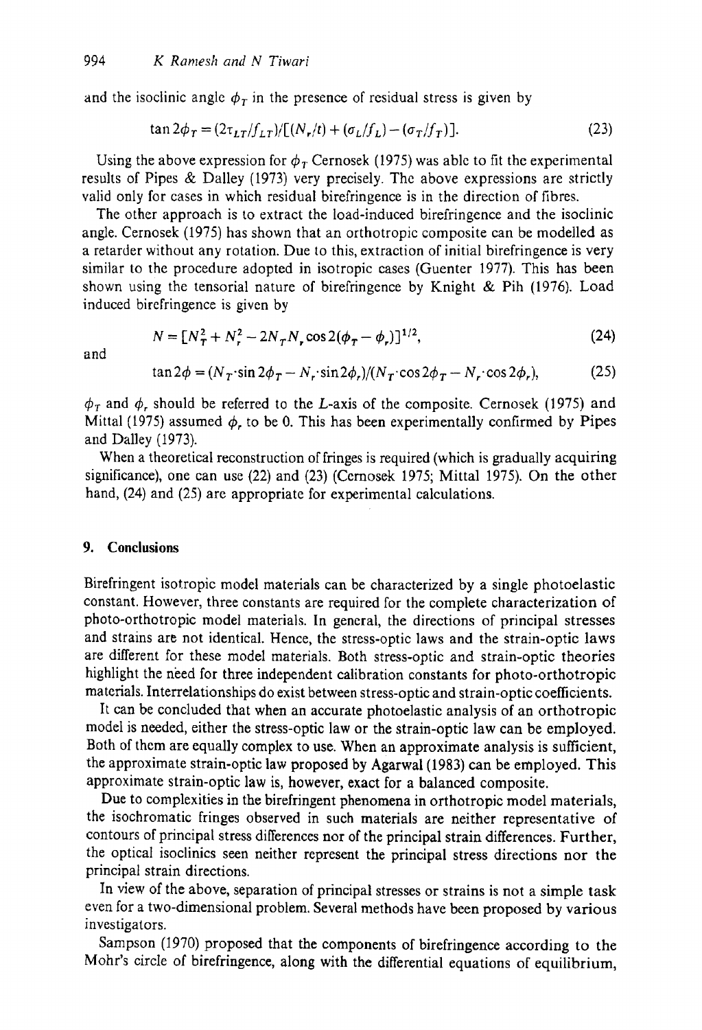and the isoclinic angle $\phi_T$ in the presence of residual stress is given by

$$\tan 2\phi_T = (2\tau_{LT}/f_{LT})/[(N_r/t) + (\sigma_L/f_L) - (\sigma_T/f_T)]. \tag{23}$$

Using the above expression for $\phi_T$ Cernosek (1975) was able to fit the experimental results of Pipes & Dalley (1973) very precisely. The above expressions are strictly valid only for cases in which residual birefringence is in the direction of fibres.

The other approach is to extract the load-induced birefringence and the isoclinic angle. Cernosek (1975) has shown that an orthotropic composite can be modelled as a retarder without any rotation. Due to this, extraction of initial birefringence is very similar to the procedure adopted in isotropic cases (Guenter 1977). This has been shown using the tensorial nature of birefringence by Knight & Pih (1976). Load induced birefringence is given by

$$N = [N_T^2 + N_r^2 - 2N_T N_r \cos 2(\phi_T - \phi_r)]^{1/2}, \tag{24}$$

and

$$\tan 2\phi = (N_T \cdot \sin 2\phi_T - N_r \cdot \sin 2\phi_r)/(N_T \cdot \cos 2\phi_T - N_r \cdot \cos 2\phi_r), \tag{25}$$

$\phi_T$ and $\phi_r$ should be referred to the $L$-axis of the composite. Cernosek (1975) and Mittal (1975) assumed $\phi_r$ to be 0. This has been experimentally confirmed by Pipes and Dalley (1973).

When a theoretical reconstruction of fringes is required (which is gradually acquiring significance), one can use (22) and (23) (Cernosek 1975; Mittal 1975). On the other hand, (24) and (25) are appropriate for experimental calculations.

## 9. Conclusions

Birefringent isotropic model materials can be characterized by a single photoelastic constant. However, three constants are required for the complete characterization of photo-orthotropic model materials. In general, the directions of principal stresses and strains are not identical. Hence, the stress-optic laws and the strain-optic laws are different for these model materials. Both stress-optic and strain-optic theories highlight the need for three independent calibration constants for photo-orthotropic materials. Interrelationships do exist between stress-optic and strain-optic coefficients.

It can be concluded that when an accurate photoelastic analysis of an orthotropic model is needed, either the stress-optic law or the strain-optic law can be employed. Both of them are equally complex to use. When an approximate analysis is sufficient, the approximate strain-optic law proposed by Agarwal (1983) can be employed. This approximate strain-optic law is, however, exact for a balanced composite.

Due to complexities in the birefringent phenomena in orthotropic model materials, the isochromatic fringes observed in such materials are neither representative of contours of principal stress differences nor of the principal strain differences. Further, the optical isoclinics seen neither represent the principal stress directions nor the principal strain directions.

In view of the above, separation of principal stresses or strains is not a simple task even for a two-dimensional problem. Several methods have been proposed by various investigators.

Sampson (1970) proposed that the components of birefringence according to the Mohr's circle of birefringence, along with the differential equations of equilibrium,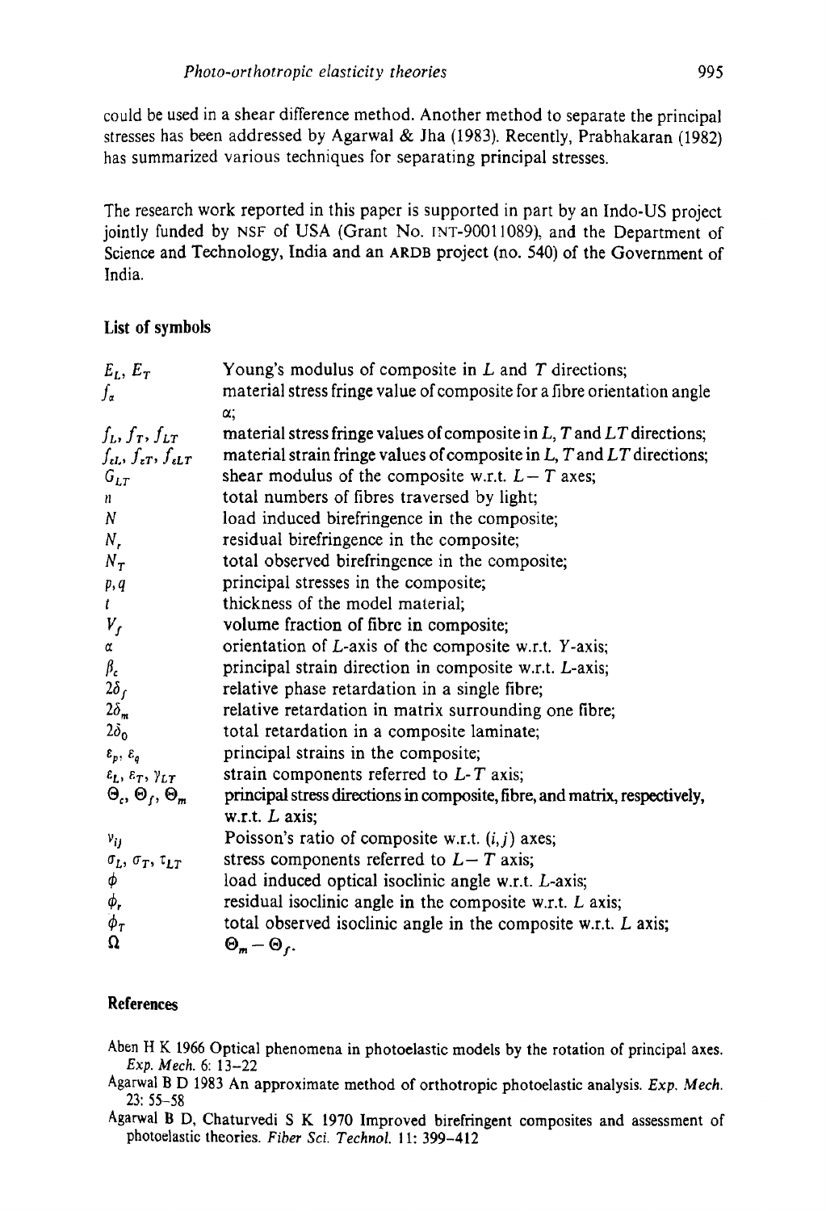could be used in a shear difference method. Another method to separate the principal stresses has been addressed by Agarwal & Jha (1983). Recently, Prabhakaran (1982) has summarized various techniques for separating principal stresses.

The research work reported in this paper is supported in part by an Indo-US project jointly funded by NSF of USA (Grant No. INT-90011089), and the Department of Science and Technology, India and an ARDB project (no. 540) of the Government of India.

## List of symbols

| | |
|---|---|
| $E_L$, $E_T$ | Young's modulus of composite in $L$ and $T$ directions; |
| $f_\alpha$ | material stress fringe value of composite for a fibre orientation angle $\alpha$; |
| $f_L$, $f_T$, $f_{LT}$ | material stress fringe values of composite in $L$, $T$ and $LT$ directions; |
| $f_{\varepsilon L}$, $f_{\varepsilon T}$, $f_{\varepsilon LT}$ | material strain fringe values of composite in $L$, $T$ and $LT$ directions; |
| $G_{LT}$ | shear modulus of the composite w.r.t. $L-T$ axes; |
| $n$ | total numbers of fibres traversed by light; |
| $N$ | load induced birefringence in the composite; |
| $N_r$ | residual birefringence in the composite; |
| $N_T$ | total observed birefringence in the composite; |
| $p, q$ | principal stresses in the composite; |
| $t$ | thickness of the model material; |
| $V_f$ | volume fraction of fibre in composite; |
| $\alpha$ | orientation of $L$-axis of the composite w.r.t. $Y$-axis; |
| $\beta_c$ | principal strain direction in composite w.r.t. $L$-axis; |
| $2\delta_f$ | relative phase retardation in a single fibre; |
| $2\delta_m$ | relative retardation in matrix surrounding one fibre; |
| $2\delta_0$ | total retardation in a composite laminate; |
| $\varepsilon_p$, $\varepsilon_q$ | principal strains in the composite; |
| $\varepsilon_L$, $\varepsilon_T$, $\gamma_{LT}$ | strain components referred to $L$-$T$ axis; |
| $\Theta_c$, $\Theta_f$, $\Theta_m$ | principal stress directions in composite, fibre, and matrix, respectively, w.r.t. $L$ axis; |
| $\nu_{ij}$ | Poisson's ratio of composite w.r.t. $(i, j)$ axes; |
| $\sigma_L$, $\sigma_T$, $\tau_{LT}$ | stress components referred to $L-T$ axis; |
| $\phi$ | load induced optical isoclinic angle w.r.t. $L$-axis; |
| $\phi_r$ | residual isoclinic angle in the composite w.r.t. $L$ axis; |
| $\phi_T$ | total observed isoclinic angle in the composite w.r.t. $L$ axis; |
| $\Omega$ | $\Theta_m - \Theta_f$. |

## References

Aben H K 1966 Optical phenomena in photoelastic models by the rotation of principal axes. *Exp. Mech.* 6: 13–22

Agarwal B D 1983 An approximate method of orthotropic photoelastic analysis. *Exp. Mech.* 23: 55–58

Agarwal B D, Chaturvedi S K 1970 Improved birefringent composites and assessment of photoelastic theories. *Fiber Sci. Technol.* 11: 399–412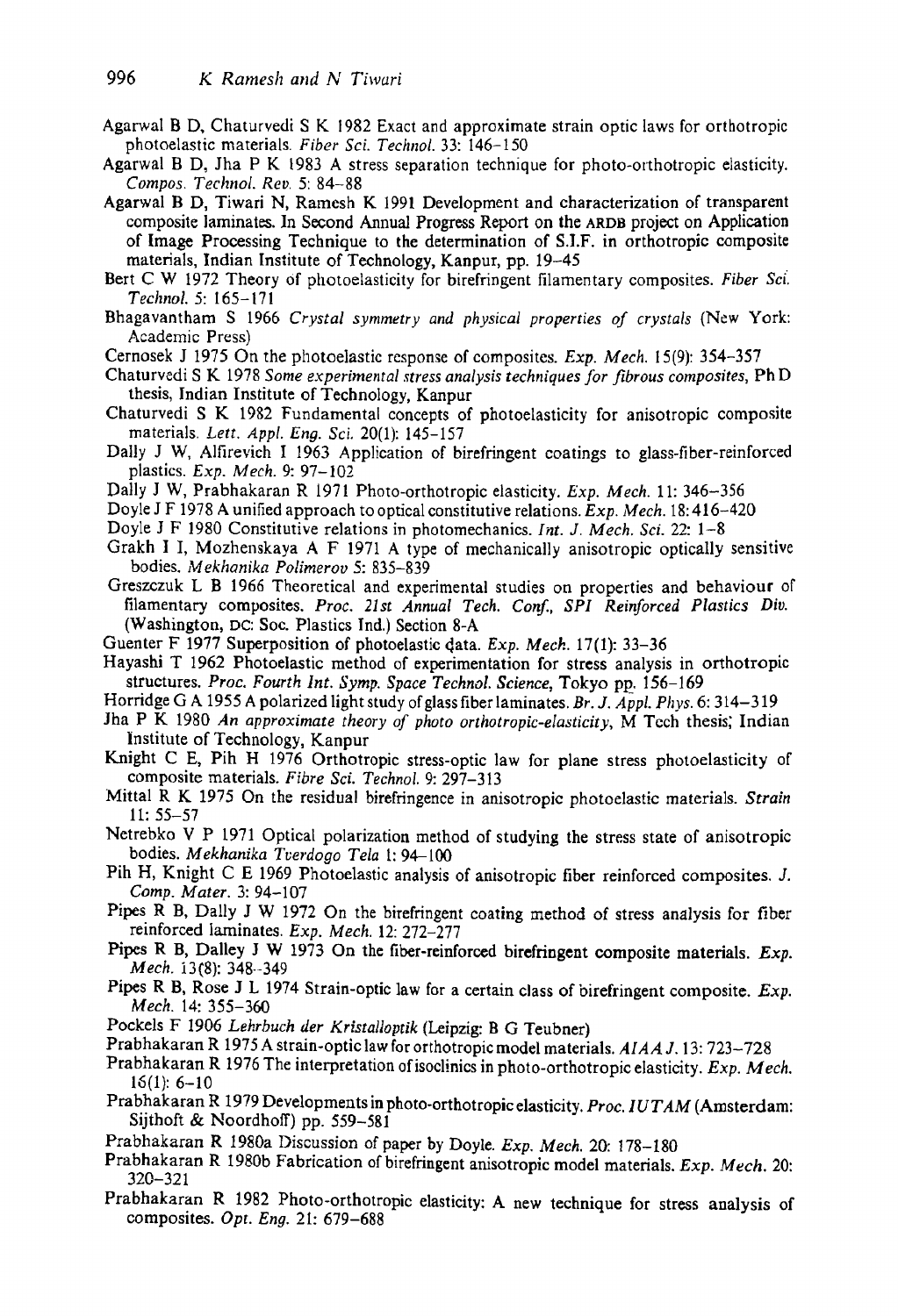Agarwal B D, Chaturvedi S K 1982 Exact and approximate strain optic laws for orthotropic photoelastic materials. *Fiber Sci. Technol.* 33: 146–150

Agarwal B D, Jha P K 1983 A stress separation technique for photo-orthotropic elasticity. *Compos. Technol. Rev.* 5: 84–88

Agarwal B D, Tiwari N, Ramesh K 1991 Development and characterization of transparent composite laminates. In Second Annual Progress Report on the ARDB project on Application of Image Processing Technique to the determination of S.I.F. in orthotropic composite materials, Indian Institute of Technology, Kanpur, pp. 19–45

Bert C W 1972 Theory of photoelasticity for birefringent filamentary composites. *Fiber Sci. Technol.* 5: 165–171

Bhagavantham S 1966 *Crystal symmetry and physical properties of crystals* (New York: Academic Press)

Cernosek J 1975 On the photoelastic response of composites. *Exp. Mech.* 15(9): 354–357

Chaturvedi S K 1978 *Some experimental stress analysis techniques for fibrous composites*, Ph D thesis, Indian Institute of Technology, Kanpur

Chaturvedi S K 1982 Fundamental concepts of photoelasticity for anisotropic composite materials. *Lett. Appl. Eng. Sci.* 20(1): 145–157

Dally J W, Alfirevich I 1963 Application of birefringent coatings to glass-fiber-reinforced plastics. *Exp. Mech.* 9: 97–102

Dally J W, Prabhakaran R 1971 Photo-orthotropic elasticity. *Exp. Mech.* 11: 346–356

Doyle J F 1978 A unified approach to optical constitutive relations. *Exp. Mech.* 18: 416–420

Doyle J F 1980 Constitutive relations in photomechanics. *Int. J. Mech. Sci.* 22: 1–8

Grakh I I, Mozhenskaya A F 1971 A type of mechanically anisotropic optically sensitive bodies. *Mekhanika Polimerov* 5: 835–839

Greszczuk L B 1966 Theoretical and experimental studies on properties and behaviour of filamentary composites. *Proc. 21st Annual Tech. Conf., SPI Reinforced Plastics Div.* (Washington, DC: Soc. Plastics Ind.) Section 8-A

Guenter F 1977 Superposition of photoelastic data. *Exp. Mech.* 17(1): 33–36

Hayashi T 1962 Photoelastic method of experimentation for stress analysis in orthotropic structures. *Proc. Fourth Int. Symp. Space Technol. Science*, Tokyo pp. 156–169

Horridge G A 1955 A polarized light study of glass fiber laminates. *Br. J. Appl. Phys.* 6: 314–319

Jha P K 1980 *An approximate theory of photo orthotropic-elasticity*, M Tech thesis, Indian Institute of Technology, Kanpur

Knight C E, Pih H 1976 Orthotropic stress-optic law for plane stress photoelasticity of composite materials. *Fibre Sci. Technol.* 9: 297–313

Mittal R K 1975 On the residual birefringence in anisotropic photoelastic materials. *Strain* 11: 55–57

Netrebko V P 1971 Optical polarization method of studying the stress state of anisotropic bodies. *Mekhanika Tverdogo Tela* 1: 94–100

Pih H, Knight C E 1969 Photoelastic analysis of anisotropic fiber reinforced composites. *J. Comp. Mater.* 3: 94–107

Pipes R B, Dally J W 1972 On the birefringent coating method of stress analysis for fiber reinforced laminates. *Exp. Mech.* 12: 272–277

Pipes R B, Dalley J W 1973 On the fiber-reinforced birefringent composite materials. *Exp. Mech.* 13(8): 348–349

Pipes R B, Rose J L 1974 Strain-optic law for a certain class of birefringent composite. *Exp. Mech.* 14: 355–360

Pockels F 1906 *Lehrbuch der Kristalloptik* (Leipzig: B G Teubner)

Prabhakaran R 1975 A strain-optic law for orthotropic model materials. *AIAA J.* 13: 723–728

Prabhakaran R 1976 The interpretation of isoclinics in photo-orthotropic elasticity. *Exp. Mech.* 16(1): 6–10

Prabhakaran R 1979 Developments in photo-orthotropic elasticity. *Proc. IUTAM* (Amsterdam: Sijthoff & Noordhoff) pp. 559–581

Prabhakaran R 1980a Discussion of paper by Doyle. *Exp. Mech.* 20: 178–180

Prabhakaran R 1980b Fabrication of birefringent anisotropic model materials. *Exp. Mech.* 20: 320–321

Prabhakaran R 1982 Photo-orthotropic elasticity: A new technique for stress analysis of composites. *Opt. Eng.* 21: 679–688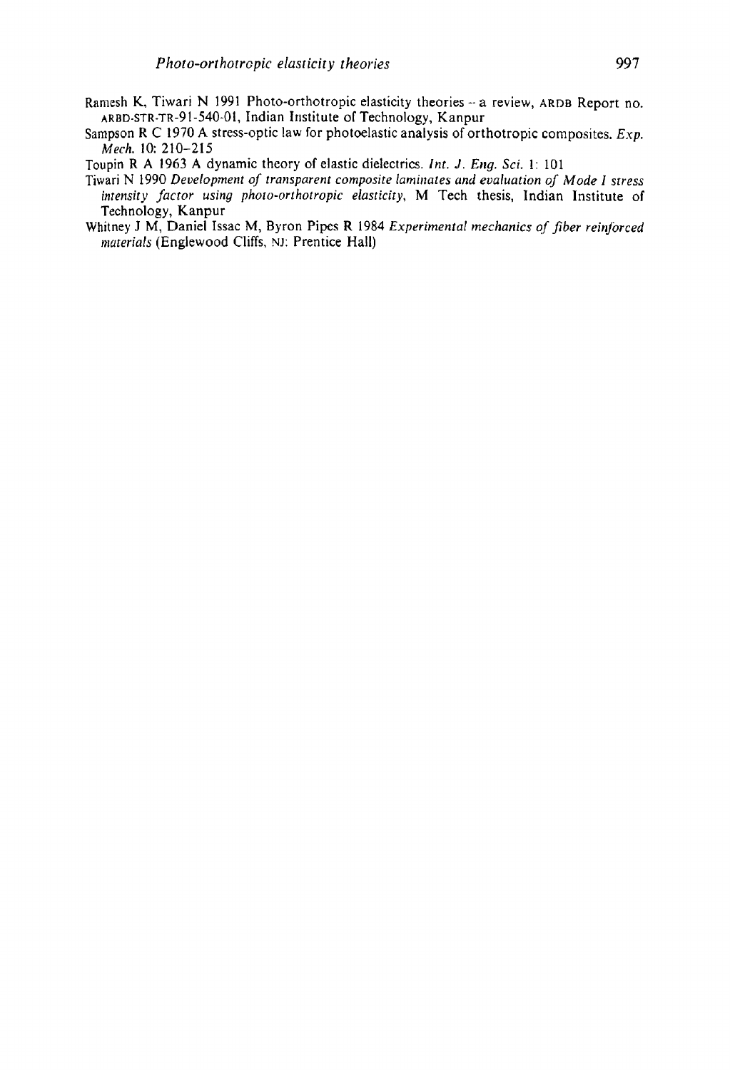Ramesh K, Tiwari N 1991 Photo-orthotropic elasticity theories – a review, ARDB Report no. ARBD-STR-TR-91-540-01, Indian Institute of Technology, Kanpur

Sampson R C 1970 A stress-optic law for photoelastic analysis of orthotropic composites. *Exp. Mech.* 10: 210–215

Toupin R A 1963 A dynamic theory of elastic dielectrics. *Int. J. Eng. Sci.* 1: 101

Tiwari N 1990 *Development of transparent composite laminates and evaluation of Mode I stress intensity factor using photo-orthotropic elasticity*, M Tech thesis, Indian Institute of Technology, Kanpur

Whitney J M, Daniel Issac M, Byron Pipes R 1984 *Experimental mechanics of fiber reinforced materials* (Englewood Cliffs, NJ: Prentice Hall)